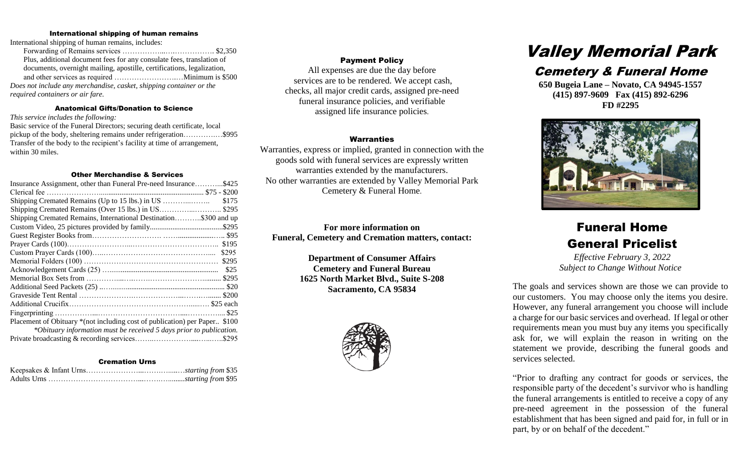### International shipping of human remains

International shipping of human remains, includes:

Forwarding of Remains services …………….…………………. $2,350
Plus, additional document fees for any consulate fees, translation of documents, overnight mailing, apostille, certifications, legalization, and other services as required ………………………Minimum is $500

*Does not include any merchandise, casket, shipping container or the required containers or air fare.*

### Anatomical Gifts/Donation to Science

*This service includes the following:*

Basic service of the Funeral Directors; securing death certificate, local pickup of the body, sheltering remains under refrigeration…………….$995
Transfer of the body to the recipient's facility at time of arrangement, within 30 miles.

### Other Merchandise & Services

| Item | Price |
|---|---|
| Insurance Assignment, other than Funeral Pre-need Insurance | $425 |
| Clerical fee | $75 - $200 |
| Shipping Cremated Remains (Up to 15 lbs.) in US | $175 |
| Shipping Cremated Remains (Over 15 lbs.) in US | $295 |
| Shipping Cremated Remains, International Destination | $300 and up |
| Custom Video, 25 pictures provided by family | $295 |
| Guest Register Books from | $95 |
| Prayer Cards (100) | $195 |
| Custom Prayer Cards (100) | $295 |
| Memorial Folders (100) | $295 |
| Acknowledgement Cards (25) | $25 |
| Memorial Box Sets from | $295 |
| Additional Seed Packets (25) | $20 |
| Graveside Tent Rental | $200 |
| Additional Crucifix | $25 each |
| Fingerprinting | $25 |
| Placement of Obituary *(not including cost of publication) per Paper | $100 |
| Private broadcasting & recording services | $295 |

*\*Obituary information must be received 5 days prior to publication.*

### Cremation Urns

| Item | Price |
|---|---|
| Keepsakes & Infant Urns | *starting from* $35 |
| Adults Urns | *starting from* $95 |

### Payment Policy

All expenses are due the day before services are to be rendered. We accept cash, checks, all major credit cards, assigned pre-need funeral insurance policies, and verifiable assigned life insurance policies.

### Warranties

Warranties, express or implied, granted in connection with the goods sold with funeral services are expressly written warranties extended by the manufacturers. No other warranties are extended by Valley Memorial Park Cemetery & Funeral Home.

**For more information on Funeral, Cemetery and Cremation matters, contact:**

**Department of Consumer Affairs**
**Cemetery and Funeral Bureau**
**1625 North Market Blvd., Suite S-208**
**Sacramento, CA 95834**

# Valley Memorial Park

## Cemetery & Funeral Home

**650 Bugeia Lane – Novato, CA 94945-1557**
**(415) 897-9609 Fax (415) 892-6296**
**FD #2295**

## Funeral Home General Pricelist

*Effective February 3, 2022*
*Subject to Change Without Notice*

The goals and services shown are those we can provide to our customers. You may choose only the items you desire. However, any funeral arrangement you choose will include a charge for our basic services and overhead. If legal or other requirements mean you must buy any items you specifically ask for, we will explain the reason in writing on the statement we provide, describing the funeral goods and services selected.

"Prior to drafting any contract for goods or services, the responsible party of the decedent's survivor who is handling the funeral arrangements is entitled to receive a copy of any pre-need agreement in the possession of the funeral establishment that has been signed and paid for, in full or in part, by or on behalf of the decedent."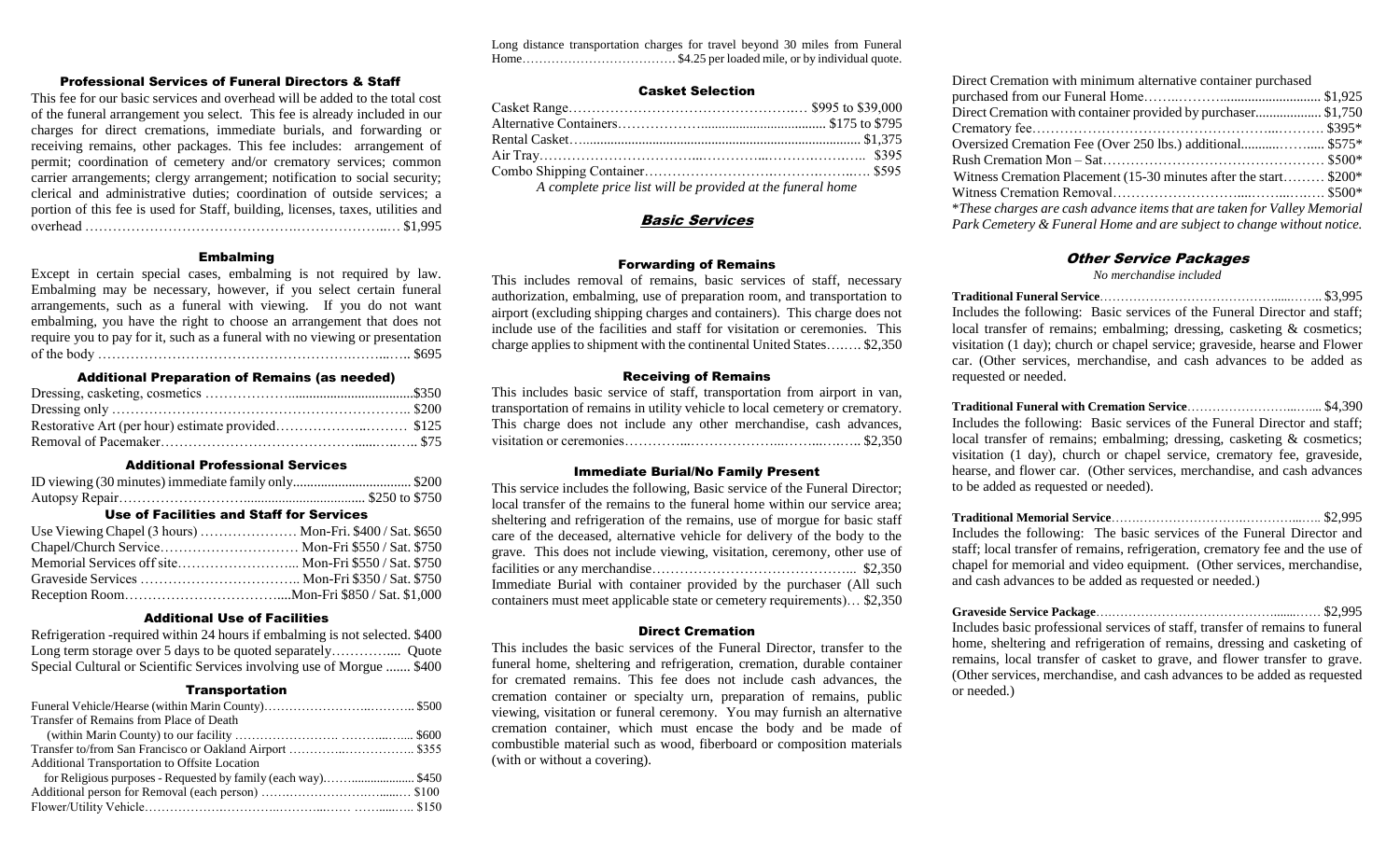## Professional Services of Funeral Directors & Staff

This fee for our basic services and overhead will be added to the total cost of the funeral arrangement you select. This fee is already included in our charges for direct cremations, immediate burials, and forwarding or receiving remains, other packages. This fee includes: arrangement of permit; coordination of cemetery and/or crematory services; common carrier arrangements; clergy arrangement; notification to social security; clerical and administrative duties; coordination of outside services; a portion of this fee is used for Staff, building, licenses, taxes, utilities and overhead …… $1,995

## Embalming

Except in certain special cases, embalming is not required by law. Embalming may be necessary, however, if you select certain funeral arrangements, such as a funeral with viewing. If you do not want embalming, you have the right to choose an arrangement that does not require you to pay for it, such as a funeral with no viewing or presentation of the body …… $695

## Additional Preparation of Remains (as needed)

| | |
|---|---|
| Dressing, casketing, cosmetics | $350 |
| Dressing only | $200 |
| Restorative Art (per hour) estimate provided | $125 |
| Removal of Pacemaker | $75 |

## Additional Professional Services

| | |
|---|---|
| ID viewing (30 minutes) immediate family only | $200 |
| Autopsy Repair | $250 to $750 |

## Use of Facilities and Staff for Services

| | |
|---|---|
| Use Viewing Chapel (3 hours) | Mon-Fri. $400 / Sat. $650 |
| Chapel/Church Service | Mon-Fri $550 / Sat. $750 |
| Memorial Services off site | Mon-Fri $550 / Sat. $750 |
| Graveside Services | Mon-Fri $350 / Sat. $750 |
| Reception Room | Mon-Fri $850 / Sat. $1,000 |

## Additional Use of Facilities

| | |
|---|---|
| Refrigeration -required within 24 hours if embalming is not selected. | $400 |
| Long term storage over 5 days to be quoted separately | Quote |
| Special Cultural or Scientific Services involving use of Morgue | $400 |

## Transportation

| | |
|---|---|
| Funeral Vehicle/Hearse (within Marin County) | $500 |
| Transfer of Remains from Place of Death (within Marin County) to our facility | $600 |
| Transfer to/from San Francisco or Oakland Airport | $355 |
| Additional Transportation to Offsite Location for Religious purposes - Requested by family (each way) | $450 |
| Additional person for Removal (each person) | $100 |
| Flower/Utility Vehicle | $150 |

Long distance transportation charges for travel beyond 30 miles from Funeral Home…… $4.25 per loaded mile, or by individual quote.

## Casket Selection

| | |
|---|---|
| Casket Range | $995 to $39,000 |
| Alternative Containers | $175 to $795 |
| Rental Casket | $1,375 |
| Air Tray | $395 |
| Combo Shipping Container | $595 |

*A complete price list will be provided at the funeral home*

# Basic Services

## Forwarding of Remains

This includes removal of remains, basic services of staff, necessary authorization, embalming, use of preparation room, and transportation to airport (excluding shipping charges and containers). This charge does not include use of the facilities and staff for visitation or ceremonies. This charge applies to shipment with the continental United States…… $2,350

## Receiving of Remains

This includes basic service of staff, transportation from airport in van, transportation of remains in utility vehicle to local cemetery or crematory. This charge does not include any other merchandise, cash advances, visitation or ceremonies…… $2,350

## Immediate Burial/No Family Present

This service includes the following, Basic service of the Funeral Director; local transfer of the remains to the funeral home within our service area; sheltering and refrigeration of the remains, use of morgue for basic staff care of the deceased, alternative vehicle for delivery of the body to the grave. This does not include viewing, visitation, ceremony, other use of facilities or any merchandise…… $2,350

Immediate Burial with container provided by the purchaser (All such containers must meet applicable state or cemetery requirements)… $2,350

## Direct Cremation

This includes the basic services of the Funeral Director, transfer to the funeral home, sheltering and refrigeration, cremation, durable container for cremated remains. This fee does not include cash advances, the cremation container or specialty urn, preparation of remains, public viewing, visitation or funeral ceremony. You may furnish an alternative cremation container, which must encase the body and be made of combustible material such as wood, fiberboard or composition materials (with or without a covering).

| | |
|---|---|
| Direct Cremation with minimum alternative container purchased purchased from our Funeral Home | $1,925 |
| Direct Cremation with container provided by purchaser | $1,750 |
| Crematory fee | $395* |
| Oversized Cremation Fee (Over 250 lbs.) additional | $575* |
| Rush Cremation Mon – Sat | $500* |
| Witness Cremation Placement (15-30 minutes after the start | $200* |
| Witness Cremation Removal | $500* |

**These charges are cash advance items that are taken for Valley Memorial Park Cemetery & Funeral Home and are subject to change without notice.*

# Other Service Packages

*No merchandise included*

**Traditional Funeral Service**…… $3,995
Includes the following: Basic services of the Funeral Director and staff; local transfer of remains; embalming; dressing, casketing & cosmetics; visitation (1 day); church or chapel service; graveside, hearse and Flower car. (Other services, merchandise, and cash advances to be added as requested or needed.

**Traditional Funeral with Cremation Service**…… $4,390
Includes the following: Basic services of the Funeral Director and staff; local transfer of remains; embalming; dressing, casketing & cosmetics; visitation (1 day), church or chapel service, crematory fee, graveside, hearse, and flower car. (Other services, merchandise, and cash advances to be added as requested or needed).

**Traditional Memorial Service**…… $2,995
Includes the following: The basic services of the Funeral Director and staff; local transfer of remains, refrigeration, crematory fee and the use of chapel for memorial and video equipment. (Other services, merchandise, and cash advances to be added as requested or needed.)

**Graveside Service Package**…… $2,995
Includes basic professional services of staff, transfer of remains to funeral home, sheltering and refrigeration of remains, dressing and casketing of remains, local transfer of casket to grave, and flower transfer to grave. (Other services, merchandise, and cash advances to be added as requested or needed.)